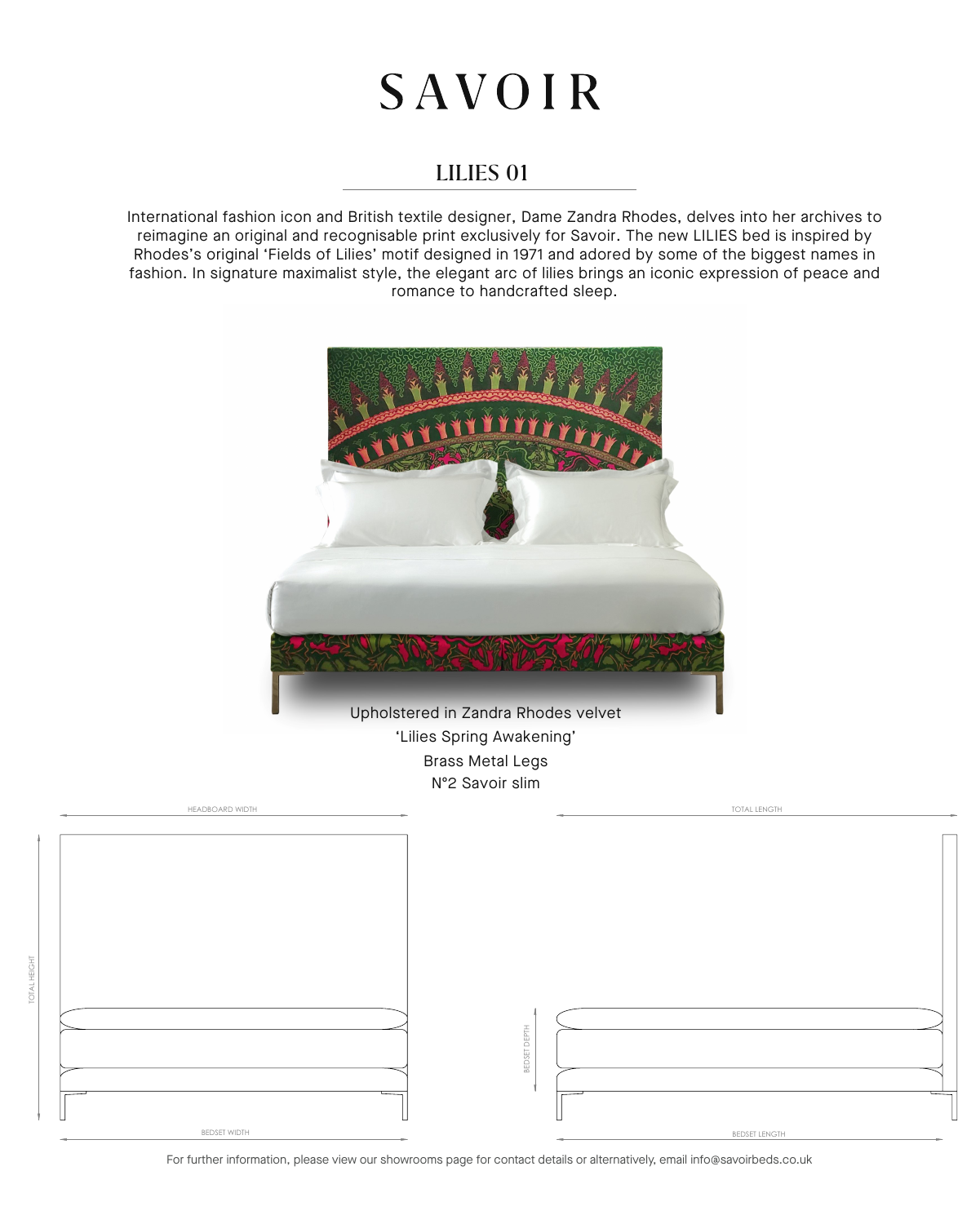# SAVOIR

## LILIES 01

International fashion icon and British textile designer, Dame Zandra Rhodes, delves into her archives to reimagine an original and recognisable print exclusively for Savoir. The new LILIES bed is inspired by Rhodes's original 'Fields of Lilies' motif designed in 1971 and adored by some of the biggest names in fashion. In signature maximalist style, the elegant arc of lilies brings an iconic expression of peace and romance to handcrafted sleep.

Upholstered in Zandra Rhodes velvet
'Lilies Spring Awakening'
Brass Metal Legs
N°2 Savoir slim

HEADBOARD WIDTH

TOTAL HEIGHT

BEDSET WIDTH

TOTAL LENGTH

BEDSET DEPTH

BEDSET LENGTH

For further information, please view our showrooms page for contact details or alternatively, email info@savoirbeds.co.uk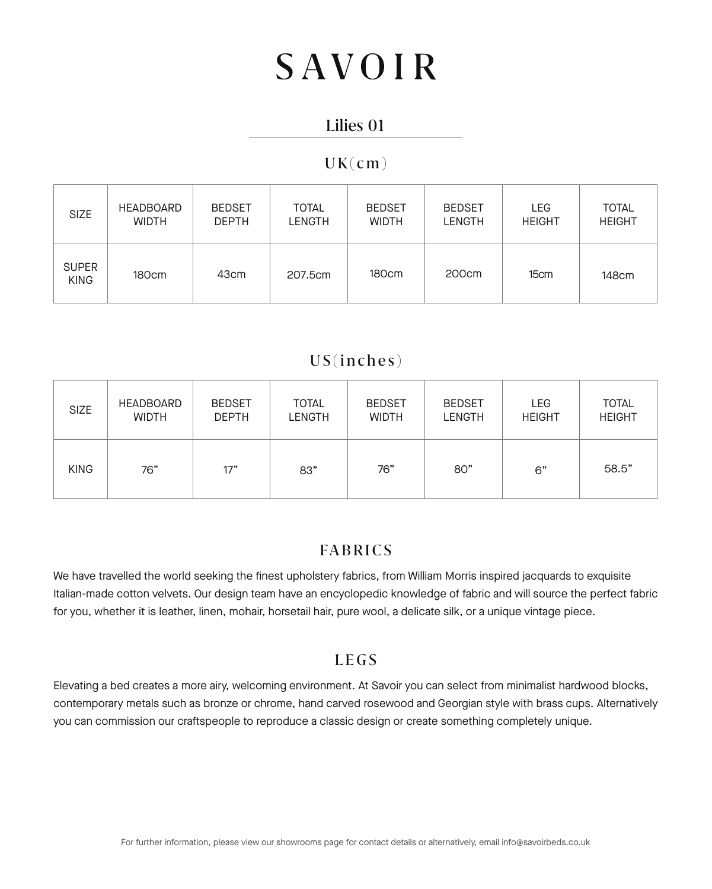# SAVOIR

## Lilies 01

### UK(cm)

| SIZE | HEADBOARD WIDTH | BEDSET DEPTH | TOTAL LENGTH | BEDSET WIDTH | BEDSET LENGTH | LEG HEIGHT | TOTAL HEIGHT |
|---|---|---|---|---|---|---|---|
| SUPER KING | 180cm | 43cm | 207.5cm | 180cm | 200cm | 15cm | 148cm |

### US(inches)

| SIZE | HEADBOARD WIDTH | BEDSET DEPTH | TOTAL LENGTH | BEDSET WIDTH | BEDSET LENGTH | LEG HEIGHT | TOTAL HEIGHT |
|---|---|---|---|---|---|---|---|
| KING | 76” | 17” | 83” | 76” | 80” | 6” | 58.5” |

### FABRICS

We have travelled the world seeking the finest upholstery fabrics, from William Morris inspired jacquards to exquisite Italian-made cotton velvets. Our design team have an encyclopedic knowledge of fabric and will source the perfect fabric for you, whether it is leather, linen, mohair, horsetail hair, pure wool, a delicate silk, or a unique vintage piece.

### LEGS

Elevating a bed creates a more airy, welcoming environment. At Savoir you can select from minimalist hardwood blocks, contemporary metals such as bronze or chrome, hand carved rosewood and Georgian style with brass cups. Alternatively you can commission our craftspeople to reproduce a classic design or create something completely unique.

For further information, please view our showrooms page for contact details or alternatively, email info@savoirbeds.co.uk